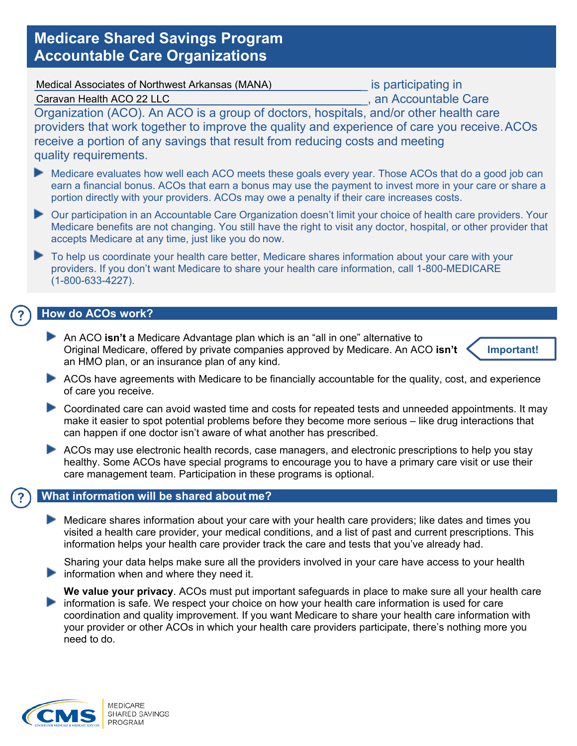# Medicare Shared Savings Program Accountable Care Organizations

Medical Associates of Northwest Arkansas (MANA) is participating in Caravan Health ACO 22 LLC, an Accountable Care Organization (ACO). An ACO is a group of doctors, hospitals, and/or other health care providers that work together to improve the quality and experience of care you receive. ACOs receive a portion of any savings that result from reducing costs and meeting quality requirements.

- Medicare evaluates how well each ACO meets these goals every year. Those ACOs that do a good job can earn a financial bonus. ACOs that earn a bonus may use the payment to invest more in your care or share a portion directly with your providers. ACOs may owe a penalty if their care increases costs.
- Our participation in an Accountable Care Organization doesn't limit your choice of health care providers. Your Medicare benefits are not changing. You still have the right to visit any doctor, hospital, or other provider that accepts Medicare at any time, just like you do now.
- To help us coordinate your health care better, Medicare shares information about your care with your providers. If you don't want Medicare to share your health care information, call 1-800-MEDICARE (1-800-633-4227).

## How do ACOs work?

- An ACO **isn't** a Medicare Advantage plan which is an "all in one" alternative to Original Medicare, offered by private companies approved by Medicare. An ACO **isn't** an HMO plan, or an insurance plan of any kind. **Important!**
- ACOs have agreements with Medicare to be financially accountable for the quality, cost, and experience of care you receive.
- Coordinated care can avoid wasted time and costs for repeated tests and unneeded appointments. It may make it easier to spot potential problems before they become more serious – like drug interactions that can happen if one doctor isn't aware of what another has prescribed.
- ACOs may use electronic health records, case managers, and electronic prescriptions to help you stay healthy. Some ACOs have special programs to encourage you to have a primary care visit or use their care management team. Participation in these programs is optional.

## What information will be shared about me?

- Medicare shares information about your care with your health care providers; like dates and times you visited a health care provider, your medical conditions, and a list of past and current prescriptions. This information helps your health care provider track the care and tests that you've already had.
- Sharing your data helps make sure all the providers involved in your care have access to your health information when and where they need it.
- **We value your privacy**. ACOs must put important safeguards in place to make sure all your health care information is safe. We respect your choice on how your health care information is used for care coordination and quality improvement. If you want Medicare to share your health care information with your provider or other ACOs in which your health care providers participate, there's nothing more you need to do.

CMS | MEDICARE SHARED SAVINGS PROGRAM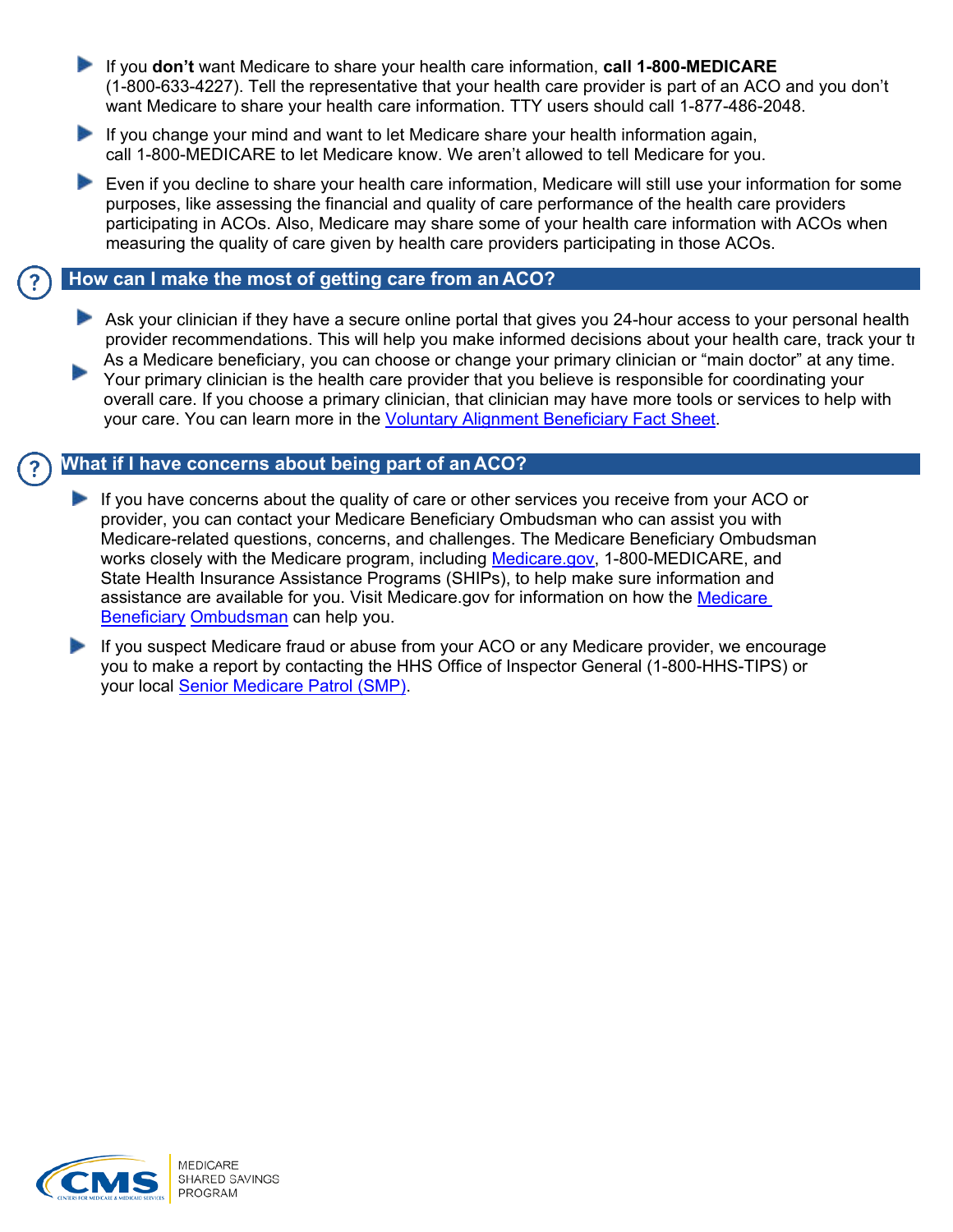- If you **don't** want Medicare to share your health care information, **call 1-800-MEDICARE** (1-800-633-4227). Tell the representative that your health care provider is part of an ACO and you don't want Medicare to share your health care information. TTY users should call 1-877-486-2048.
- If you change your mind and want to let Medicare share your health information again, call 1-800-MEDICARE to let Medicare know. We aren't allowed to tell Medicare for you.
- Even if you decline to share your health care information, Medicare will still use your information for some purposes, like assessing the financial and quality of care performance of the health care providers participating in ACOs. Also, Medicare may share some of your health care information with ACOs when measuring the quality of care given by health care providers participating in those ACOs.

## How can I make the most of getting care from an ACO?

- Ask your clinician if they have a secure online portal that gives you 24-hour access to your personal health provider recommendations. This will help you make informed decisions about your health care, track your tı
- As a Medicare beneficiary, you can choose or change your primary clinician or "main doctor" at any time. Your primary clinician is the health care provider that you believe is responsible for coordinating your overall care. If you choose a primary clinician, that clinician may have more tools or services to help with your care. You can learn more in the Voluntary Alignment Beneficiary Fact Sheet.

## What if I have concerns about being part of an ACO?

- If you have concerns about the quality of care or other services you receive from your ACO or provider, you can contact your Medicare Beneficiary Ombudsman who can assist you with Medicare-related questions, concerns, and challenges. The Medicare Beneficiary Ombudsman works closely with the Medicare program, including Medicare.gov, 1-800-MEDICARE, and State Health Insurance Assistance Programs (SHIPs), to help make sure information and assistance are available for you. Visit Medicare.gov for information on how the Medicare Beneficiary Ombudsman can help you.
- If you suspect Medicare fraud or abuse from your ACO or any Medicare provider, we encourage you to make a report by contacting the HHS Office of Inspector General (1-800-HHS-TIPS) or your local Senior Medicare Patrol (SMP).

CMS | MEDICARE SHARED SAVINGS PROGRAM